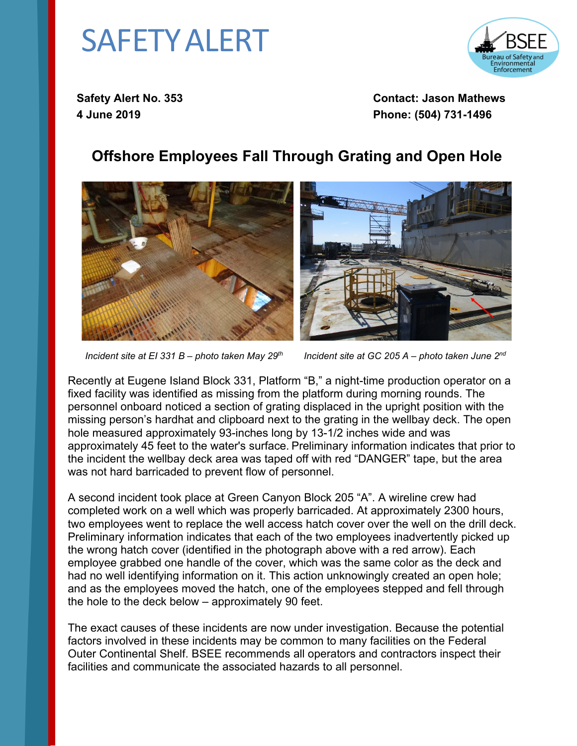# SAFETY ALERT

**Safety Alert No. 353**
**4 June 2019**

**Contact: Jason Mathews**
**Phone: (504) 731-1496**

## Offshore Employees Fall Through Grating and Open Hole

*Incident site at EI 331 B – photo taken May 29th*

*Incident site at GC 205 A – photo taken June 2nd*

Recently at Eugene Island Block 331, Platform "B," a night-time production operator on a fixed facility was identified as missing from the platform during morning rounds. The personnel onboard noticed a section of grating displaced in the upright position with the missing person's hardhat and clipboard next to the grating in the wellbay deck. The open hole measured approximately 93-inches long by 13-1/2 inches wide and was approximately 45 feet to the water's surface. Preliminary information indicates that prior to the incident the wellbay deck area was taped off with red "DANGER" tape, but the area was not hard barricaded to prevent flow of personnel.

A second incident took place at Green Canyon Block 205 "A". A wireline crew had completed work on a well which was properly barricaded. At approximately 2300 hours, two employees went to replace the well access hatch cover over the well on the drill deck. Preliminary information indicates that each of the two employees inadvertently picked up the wrong hatch cover (identified in the photograph above with a red arrow). Each employee grabbed one handle of the cover, which was the same color as the deck and had no well identifying information on it. This action unknowingly created an open hole; and as the employees moved the hatch, one of the employees stepped and fell through the hole to the deck below – approximately 90 feet.

The exact causes of these incidents are now under investigation. Because the potential factors involved in these incidents may be common to many facilities on the Federal Outer Continental Shelf. BSEE recommends all operators and contractors inspect their facilities and communicate the associated hazards to all personnel.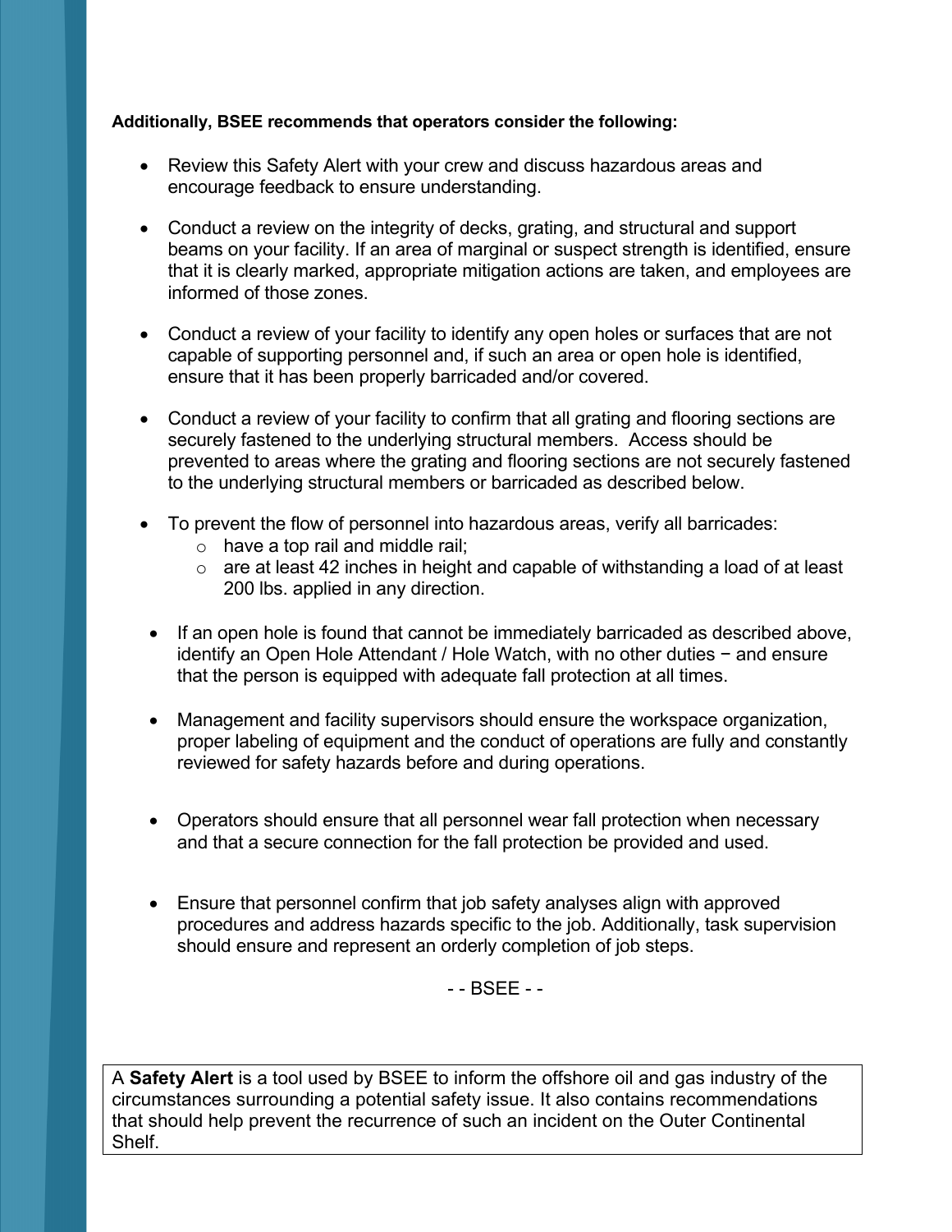**Additionally, BSEE recommends that operators consider the following:**

- Review this Safety Alert with your crew and discuss hazardous areas and encourage feedback to ensure understanding.

- Conduct a review on the integrity of decks, grating, and structural and support beams on your facility. If an area of marginal or suspect strength is identified, ensure that it is clearly marked, appropriate mitigation actions are taken, and employees are informed of those zones.

- Conduct a review of your facility to identify any open holes or surfaces that are not capable of supporting personnel and, if such an area or open hole is identified, ensure that it has been properly barricaded and/or covered.

- Conduct a review of your facility to confirm that all grating and flooring sections are securely fastened to the underlying structural members. Access should be prevented to areas where the grating and flooring sections are not securely fastened to the underlying structural members or barricaded as described below.

- To prevent the flow of personnel into hazardous areas, verify all barricades:
  - have a top rail and middle rail;
  - are at least 42 inches in height and capable of withstanding a load of at least 200 lbs. applied in any direction.

- If an open hole is found that cannot be immediately barricaded as described above, identify an Open Hole Attendant / Hole Watch, with no other duties − and ensure that the person is equipped with adequate fall protection at all times.

- Management and facility supervisors should ensure the workspace organization, proper labeling of equipment and the conduct of operations are fully and constantly reviewed for safety hazards before and during operations.

- Operators should ensure that all personnel wear fall protection when necessary and that a secure connection for the fall protection be provided and used.

- Ensure that personnel confirm that job safety analyses align with approved procedures and address hazards specific to the job. Additionally, task supervision should ensure and represent an orderly completion of job steps.

- - BSEE - -

A **Safety Alert** is a tool used by BSEE to inform the offshore oil and gas industry of the circumstances surrounding a potential safety issue. It also contains recommendations that should help prevent the recurrence of such an incident on the Outer Continental Shelf.